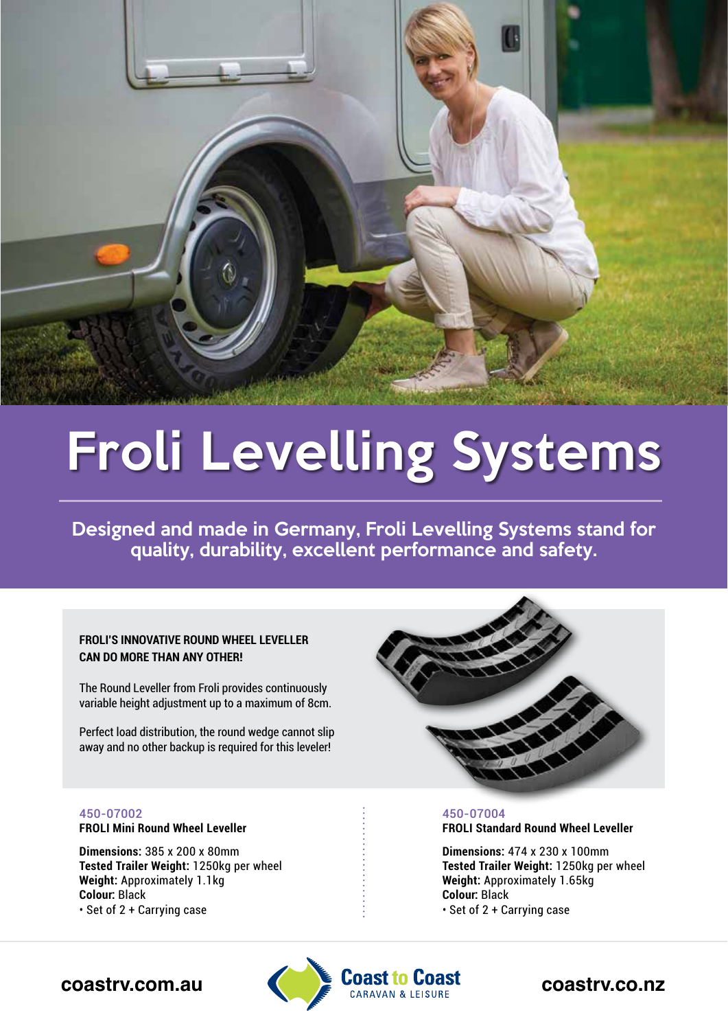# Froli Levelling Systems

**Designed and made in Germany, Froli Levelling Systems stand for quality, durability, excellent performance and safety.**

**FROLI'S INNOVATIVE ROUND WHEEL LEVELLER CAN DO MORE THAN ANY OTHER!**

The Round Leveller from Froli provides continuously variable height adjustment up to a maximum of 8cm.

Perfect load distribution, the round wedge cannot slip away and no other backup is required for this leveler!

450-07002

**FROLI Mini Round Wheel Leveller**

**Dimensions:** 385 x 200 x 80mm
**Tested Trailer Weight:** 1250kg per wheel
**Weight:** Approximately 1.1kg
**Colour:** Black
- Set of 2 + Carrying case

450-07004

**FROLI Standard Round Wheel Leveller**

**Dimensions:** 474 x 230 x 100mm
**Tested Trailer Weight:** 1250kg per wheel
**Weight:** Approximately 1.65kg
**Colour:** Black
- Set of 2 + Carrying case

coastrv.com.au

Coast to Coast CARAVAN & LEISURE

coastrv.co.nz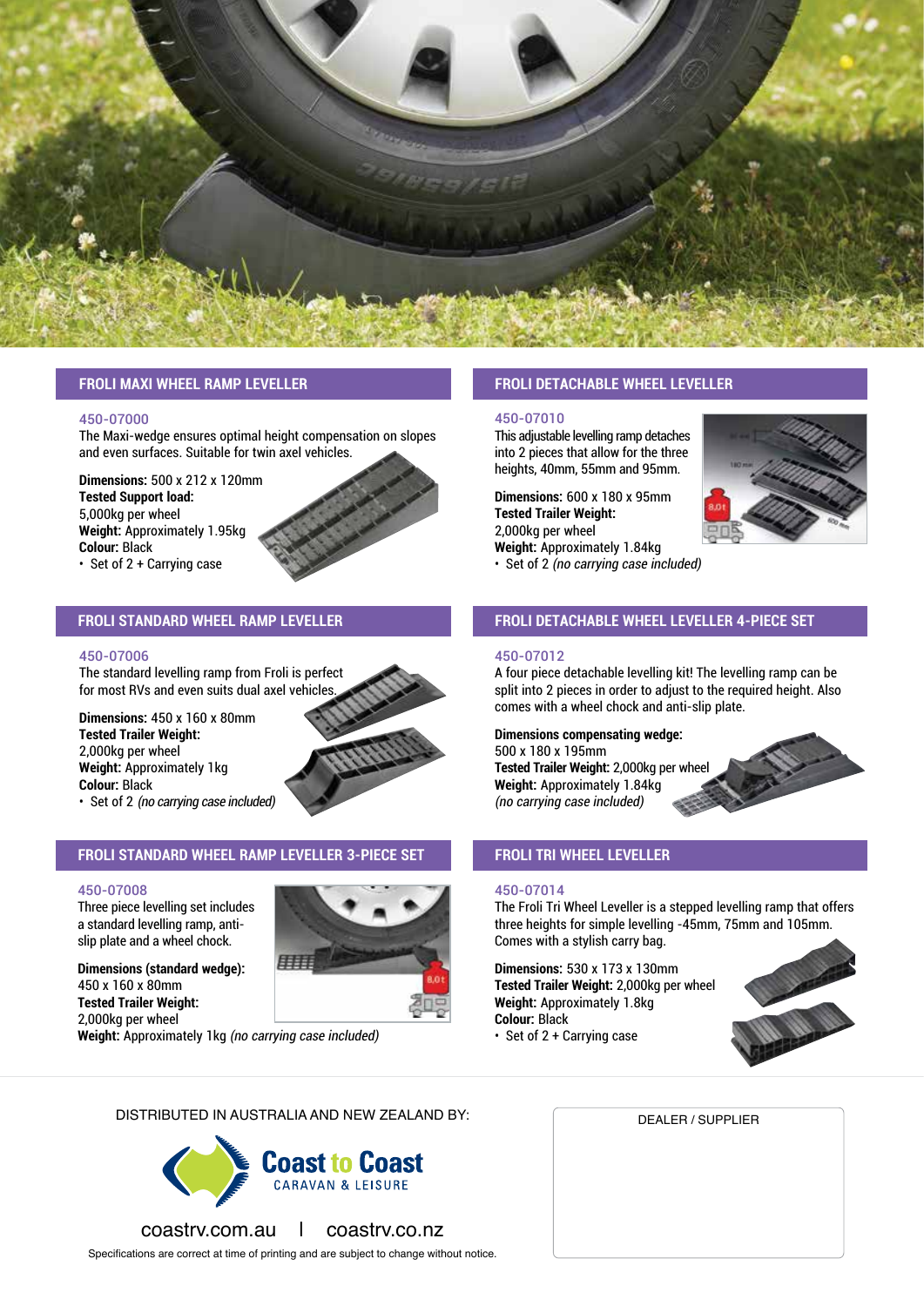## FROLI MAXI WHEEL RAMP LEVELLER

450-07000

The Maxi-wedge ensures optimal height compensation on slopes and even surfaces. Suitable for twin axel vehicles.

**Dimensions:** 500 x 212 x 120mm
**Tested Support load:**
5,000kg per wheel
**Weight:** Approximately 1.95kg
**Colour:** Black

- Set of 2 + Carrying case

## FROLI DETACHABLE WHEEL LEVELLER

450-07010

This adjustable levelling ramp detaches into 2 pieces that allow for the three heights, 40mm, 55mm and 95mm.

**Dimensions:** 600 x 180 x 95mm
**Tested Trailer Weight:**
2,000kg per wheel
**Weight:** Approximately 1.84kg

- Set of 2 *(no carrying case included)*

## FROLI STANDARD WHEEL RAMP LEVELLER

450-07006

The standard levelling ramp from Froli is perfect for most RVs and even suits dual axel vehicles.

**Dimensions:** 450 x 160 x 80mm
**Tested Trailer Weight:**
2,000kg per wheel
**Weight:** Approximately 1kg
**Colour:** Black

- Set of 2 *(no carrying case included)*

## FROLI DETACHABLE WHEEL LEVELLER 4-PIECE SET

450-07012

A four piece detachable levelling kit! The levelling ramp can be split into 2 pieces in order to adjust to the required height. Also comes with a wheel chock and anti-slip plate.

**Dimensions compensating wedge:**
500 x 180 x 195mm
**Tested Trailer Weight:** 2,000kg per wheel
**Weight:** Approximately 1.84kg
*(no carrying case included)*

## FROLI STANDARD WHEEL RAMP LEVELLER 3-PIECE SET

450-07008

Three piece levelling set includes a standard levelling ramp, anti-slip plate and a wheel chock.

**Dimensions (standard wedge):**
450 x 160 x 80mm
**Tested Trailer Weight:**
2,000kg per wheel
**Weight:** Approximately 1kg *(no carrying case included)*

## FROLI TRI WHEEL LEVELLER

450-07014

The Froli Tri Wheel Leveller is a stepped levelling ramp that offers three heights for simple levelling -45mm, 75mm and 105mm. Comes with a stylish carry bag.

**Dimensions:** 530 x 173 x 130mm
**Tested Trailer Weight:** 2,000kg per wheel
**Weight:** Approximately 1.8kg
**Colour:** Black

- Set of 2 + Carrying case

DISTRIBUTED IN AUSTRALIA AND NEW ZEALAND BY:

Coast to Coast
CARAVAN & LEISURE

coastrv.com.au | coastrv.co.nz

Specifications are correct at time of printing and are subject to change without notice.

DEALER / SUPPLIER